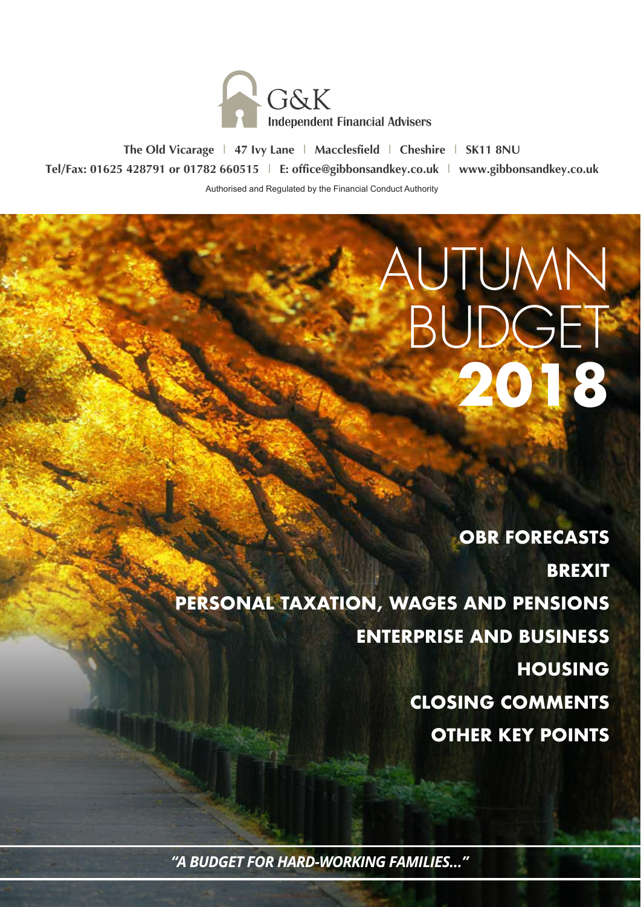G&K
Independent Financial Advisers

The Old Vicarage | 47 Ivy Lane | Macclesfield | Cheshire | SK11 8NU
Tel/Fax: 01625 428791 or 01782 660515 | E: office@gibbonsandkey.co.uk | www.gibbonsandkey.co.uk

Authorised and Regulated by the Financial Conduct Authority

# AUTUMN BUDGET 2018

**OBR FORECASTS**

**BREXIT**

**PERSONAL TAXATION, WAGES AND PENSIONS**

**ENTERPRISE AND BUSINESS**

**HOUSING**

**CLOSING COMMENTS**

**OTHER KEY POINTS**

***"A BUDGET FOR HARD-WORKING FAMILIES..."***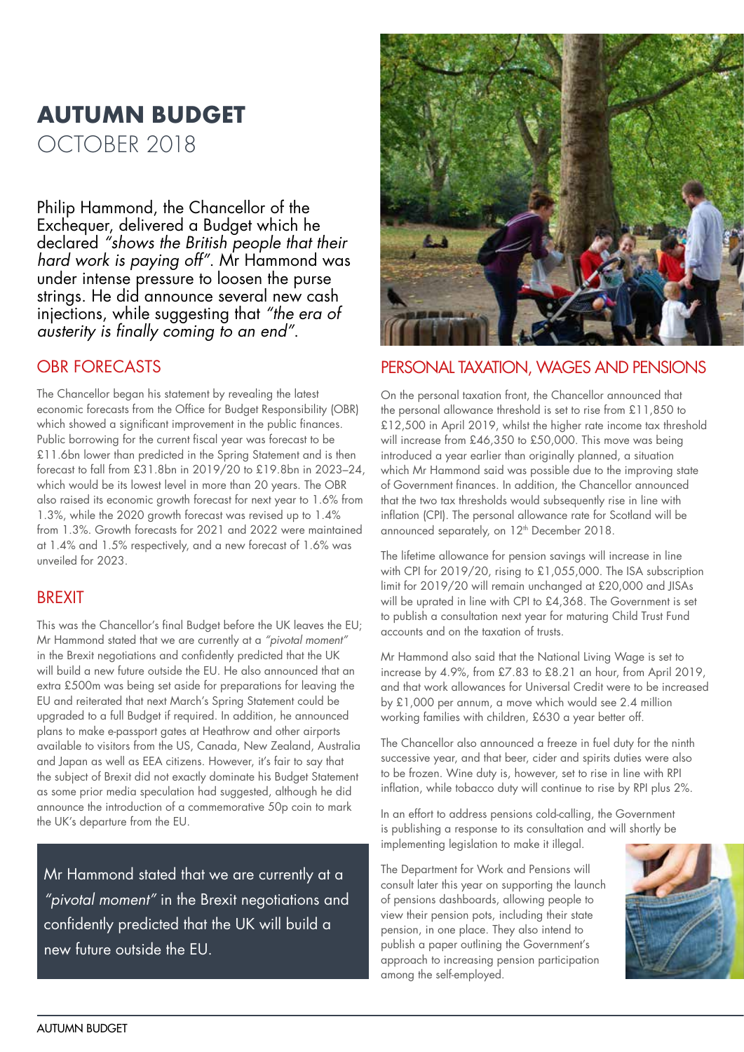# AUTUMN BUDGET
## OCTOBER 2018

Philip Hammond, the Chancellor of the Exchequer, delivered a Budget which he declared *"shows the British people that their hard work is paying off"*. Mr Hammond was under intense pressure to loosen the purse strings. He did announce several new cash injections, while suggesting that *"the era of austerity is finally coming to an end"*.

## OBR FORECASTS

The Chancellor began his statement by revealing the latest economic forecasts from the Office for Budget Responsibility (OBR) which showed a significant improvement in the public finances. Public borrowing for the current fiscal year was forecast to be £11.6bn lower than predicted in the Spring Statement and is then forecast to fall from £31.8bn in 2019/20 to £19.8bn in 2023–24, which would be its lowest level in more than 20 years. The OBR also raised its economic growth forecast for next year to 1.6% from 1.3%, while the 2020 growth forecast was revised up to 1.4% from 1.3%. Growth forecasts for 2021 and 2022 were maintained at 1.4% and 1.5% respectively, and a new forecast of 1.6% was unveiled for 2023.

## BREXIT

This was the Chancellor's final Budget before the UK leaves the EU; Mr Hammond stated that we are currently at a *"pivotal moment"* in the Brexit negotiations and confidently predicted that the UK will build a new future outside the EU. He also announced that an extra £500m was being set aside for preparations for leaving the EU and reiterated that next March's Spring Statement could be upgraded to a full Budget if required. In addition, he announced plans to make e-passport gates at Heathrow and other airports available to visitors from the US, Canada, New Zealand, Australia and Japan as well as EEA citizens. However, it's fair to say that the subject of Brexit did not exactly dominate his Budget Statement as some prior media speculation had suggested, although he did announce the introduction of a commemorative 50p coin to mark the UK's departure from the EU.

> Mr Hammond stated that we are currently at a *"pivotal moment"* in the Brexit negotiations and confidently predicted that the UK will build a new future outside the EU.

## PERSONAL TAXATION, WAGES AND PENSIONS

On the personal taxation front, the Chancellor announced that the personal allowance threshold is set to rise from £11,850 to £12,500 in April 2019, whilst the higher rate income tax threshold will increase from £46,350 to £50,000. This move was being introduced a year earlier than originally planned, a situation which Mr Hammond said was possible due to the improving state of Government finances. In addition, the Chancellor announced that the two tax thresholds would subsequently rise in line with inflation (CPI). The personal allowance rate for Scotland will be announced separately, on 12th December 2018.

The lifetime allowance for pension savings will increase in line with CPI for 2019/20, rising to £1,055,000. The ISA subscription limit for 2019/20 will remain unchanged at £20,000 and JISAs will be uprated in line with CPI to £4,368. The Government is set to publish a consultation next year for maturing Child Trust Fund accounts and on the taxation of trusts.

Mr Hammond also said that the National Living Wage is set to increase by 4.9%, from £7.83 to £8.21 an hour, from April 2019, and that work allowances for Universal Credit were to be increased by £1,000 per annum, a move which would see 2.4 million working families with children, £630 a year better off.

The Chancellor also announced a freeze in fuel duty for the ninth successive year, and that beer, cider and spirits duties were also to be frozen. Wine duty is, however, set to rise in line with RPI inflation, while tobacco duty will continue to rise by RPI plus 2%.

In an effort to address pensions cold-calling, the Government is publishing a response to its consultation and will shortly be implementing legislation to make it illegal.

The Department for Work and Pensions will consult later this year on supporting the launch of pensions dashboards, allowing people to view their pension pots, including their state pension, in one place. They also intend to publish a paper outlining the Government's approach to increasing pension participation among the self-employed.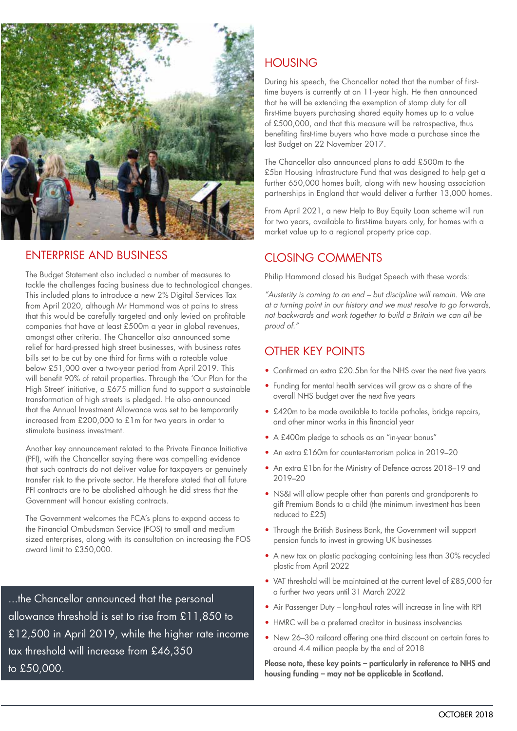## ENTERPRISE AND BUSINESS

The Budget Statement also included a number of measures to tackle the challenges facing business due to technological changes. This included plans to introduce a new 2% Digital Services Tax from April 2020, although Mr Hammond was at pains to stress that this would be carefully targeted and only levied on profitable companies that have at least £500m a year in global revenues, amongst other criteria. The Chancellor also announced some relief for hard-pressed high street businesses, with business rates bills set to be cut by one third for firms with a rateable value below £51,000 over a two-year period from April 2019. This will benefit 90% of retail properties. Through the 'Our Plan for the High Street' initiative, a £675 million fund to support a sustainable transformation of high streets is pledged. He also announced that the Annual Investment Allowance was set to be temporarily increased from £200,000 to £1m for two years in order to stimulate business investment.

Another key announcement related to the Private Finance Initiative (PFI), with the Chancellor saying there was compelling evidence that such contracts do not deliver value for taxpayers or genuinely transfer risk to the private sector. He therefore stated that all future PFI contracts are to be abolished although he did stress that the Government will honour existing contracts.

The Government welcomes the FCA's plans to expand access to the Financial Ombudsman Service (FOS) to small and medium sized enterprises, along with its consultation on increasing the FOS award limit to £350,000.

...the Chancellor announced that the personal allowance threshold is set to rise from £11,850 to £12,500 in April 2019, while the higher rate income tax threshold will increase from £46,350 to £50,000.

## HOUSING

During his speech, the Chancellor noted that the number of first-time buyers is currently at an 11-year high. He then announced that he will be extending the exemption of stamp duty for all first-time buyers purchasing shared equity homes up to a value of £500,000, and that this measure will be retrospective, thus benefiting first-time buyers who have made a purchase since the last Budget on 22 November 2017.

The Chancellor also announced plans to add £500m to the £5bn Housing Infrastructure Fund that was designed to help get a further 650,000 homes built, along with new housing association partnerships in England that would deliver a further 13,000 homes.

From April 2021, a new Help to Buy Equity Loan scheme will run for two years, available to first-time buyers only, for homes with a market value up to a regional property price cap.

## CLOSING COMMENTS

Philip Hammond closed his Budget Speech with these words:

*"Austerity is coming to an end – but discipline will remain. We are at a turning point in our history and we must resolve to go forwards, not backwards and work together to build a Britain we can all be proud of."*

## OTHER KEY POINTS

- Confirmed an extra £20.5bn for the NHS over the next five years
- Funding for mental health services will grow as a share of the overall NHS budget over the next five years
- £420m to be made available to tackle potholes, bridge repairs, and other minor works in this financial year
- A £400m pledge to schools as an "in-year bonus"
- An extra £160m for counter-terrorism police in 2019–20
- An extra £1bn for the Ministry of Defence across 2018–19 and 2019–20
- NS&I will allow people other than parents and grandparents to gift Premium Bonds to a child (the minimum investment has been reduced to £25)
- Through the British Business Bank, the Government will support pension funds to invest in growing UK businesses
- A new tax on plastic packaging containing less than 30% recycled plastic from April 2022
- VAT threshold will be maintained at the current level of £85,000 for a further two years until 31 March 2022
- Air Passenger Duty – long-haul rates will increase in line with RPI
- HMRC will be a preferred creditor in business insolvencies
- New 26–30 railcard offering one third discount on certain fares to around 4.4 million people by the end of 2018

**Please note, these key points – particularly in reference to NHS and housing funding – may not be applicable in Scotland.**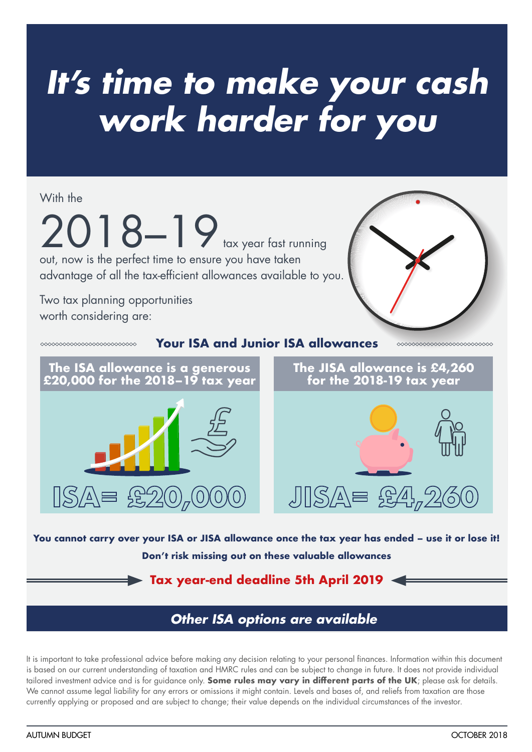# *It's time to make your cash work harder for you*

With the 2018–19 tax year fast running out, now is the perfect time to ensure you have taken advantage of all the tax-efficient allowances available to you.

Two tax planning opportunities worth considering are:

## Your ISA and Junior ISA allowances

**The ISA allowance is a generous £20,000 for the 2018–19 tax year**

ISA= £20,000

**The JISA allowance is £4,260 for the 2018-19 tax year**

JISA= £4,260

**You cannot carry over your ISA or JISA allowance once the tax year has ended – use it or lose it!**

**Don't risk missing out on these valuable allowances**

**Tax year-end deadline 5th April 2019**

***Other ISA options are available***

It is important to take professional advice before making any decision relating to your personal finances. Information within this document is based on our current understanding of taxation and HMRC rules and can be subject to change in future. It does not provide individual tailored investment advice and is for guidance only. **Some rules may vary in different parts of the UK**; please ask for details. We cannot assume legal liability for any errors or omissions it might contain. Levels and bases of, and reliefs from taxation are those currently applying or proposed and are subject to change; their value depends on the individual circumstances of the investor.